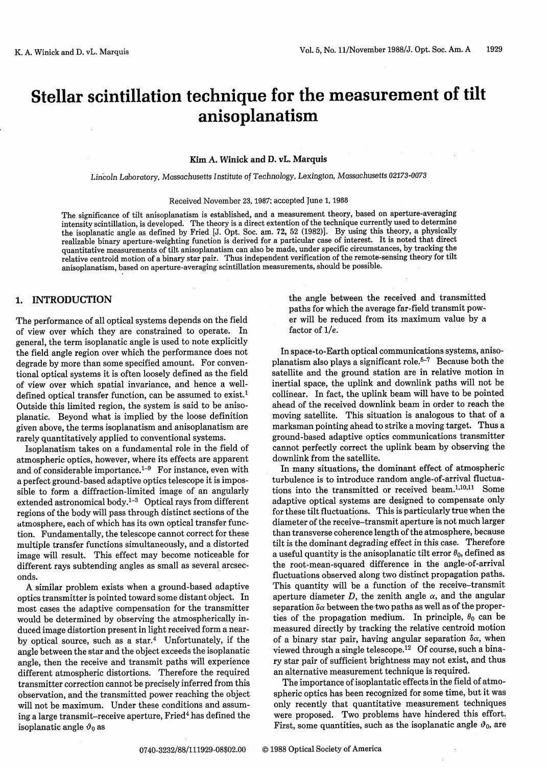# Stellar scintillation technique for the measurement of tilt anisoplanatism

**Kim A. Winick and D. vL. Marquis**

*Lincoln Laboratory, Massachusetts Institute of Technology, Lexington, Massachusetts 02173-0073*

Received November 23, 1987; accepted June 1, 1988

The significance of tilt anisoplanatism is established, and a measurement theory, based on aperture-averaging intensity scintillation, is developed. The theory is a direct extention of the technique currently used to determine the isoplanatic angle as defined by Fried [J. Opt. Soc. am. 72, 52 (1982)]. By using this theory, a physically realizable binary aperture-weighting function is derived for a particular case of interest. It is noted that direct quantitative measurements of tilt anisoplanatism can also be made, under specific circumstances, by tracking the relative centroid motion of a binary star pair. Thus independent verification of the remote-sensing theory for tilt anisoplanatism, based on aperture-averaging scintillation measurements, should be possible.

## 1. INTRODUCTION

The performance of all optical systems depends on the field of view over which they are constrained to operate. In general, the term isoplanatic angle is used to note explicitly the field angle region over which the performance does not degrade by more than some specified amount. For conventional optical systems it is often loosely defined as the field of view over which spatial invariance, and hence a well-defined optical transfer function, can be assumed to exist.[1] Outside this limited region, the system is said to be anisoplanatic. Beyond what is implied by the loose definition given above, the terms isoplanatism and anisoplanatism are rarely quantitatively applied to conventional systems.

Isoplanatism takes on a fundamental role in the field of atmospheric optics, however, where its effects are apparent and of considerable importance.[1–9] For instance, even with a perfect ground-based adaptive optics telescope it is impossible to form a diffraction-limited image of an angularly extended astronomical body.[1–3] Optical rays from different regions of the body will pass through distinct sections of the atmosphere, each of which has its own optical transfer function. Fundamentally, the telescope cannot correct for these multiple transfer functions simultaneously, and a distorted image will result. This effect may become noticeable for different rays subtending angles as small as several arcseconds.

A similar problem exists when a ground-based adaptive optics transmitter is pointed toward some distant object. In most cases the adaptive compensation for the transmitter would be determined by observing the atmospherically induced image distortion present in light received form a nearby optical source, such as a star.[4] Unfortunately, if the angle between the star and the object exceeds the isoplanatic angle, then the receive and transmit paths will experience different atmospheric distortions. Therefore the required transmitter correction cannot be precisely inferred from this observation, and the transmitted power reaching the object will not be maximum. Under these conditions and assuming a large transmit–receive aperture, Fried[4] has defined the isoplanatic angle $\vartheta_0$ as

> the angle between the received and transmitted paths for which the average far-field transmit power will be reduced from its maximum value by a factor of $1/e$.

In space-to-Earth optical communications systems, anisoplanatism also plays a significant role.[5–7] Because both the satellite and the ground station are in relative motion in inertial space, the uplink and downlink paths will not be collinear. In fact, the uplink beam will have to be pointed ahead of the received downlink beam in order to reach the moving satellite. This situation is analogous to that of a marksman pointing ahead to strike a moving target. Thus a ground-based adaptive optics communications transmitter cannot perfectly correct the uplink beam by observing the downlink from the satellite.

In many situations, the dominant effect of atmospheric turbulence is to introduce random angle-of-arrival fluctuations into the transmitted or received beam.[1,10,11] Some adaptive optical systems are designed to compensate only for these tilt fluctuations. This is particularly true when the diameter of the receive–transmit aperture is not much larger than transverse coherence length of the atmosphere, because tilt is the dominant degrading effect in this case. Therefore a useful quantity is the anisoplanatic tilt error $\theta_0$, defined as the root-mean-squared difference in the angle-of-arrival fluctuations observed along two distinct propagation paths. This quantity will be a function of the receive–transmit aperture diameter $D$, the zenith angle $\alpha$, and the angular separation $\delta\alpha$ between the two paths as well as of the properties of the propagation medium. In principle, $\theta_0$ can be measured directly by tracking the relative centroid motion of a binary star pair, having angular separation $\delta\alpha$, when viewed through a single telescope.[12] Of course, such a binary star pair of sufficient brightness may not exist, and thus an alternative measurement technique is required.

The importance of isoplantatic effects in the field of atmospheric optics has been recognized for some time, but it was only recently that quantitative measurement techniques were proposed. Two problems have hindered this effort. First, some quantities, such as the isoplanatic angle $\vartheta_0$, are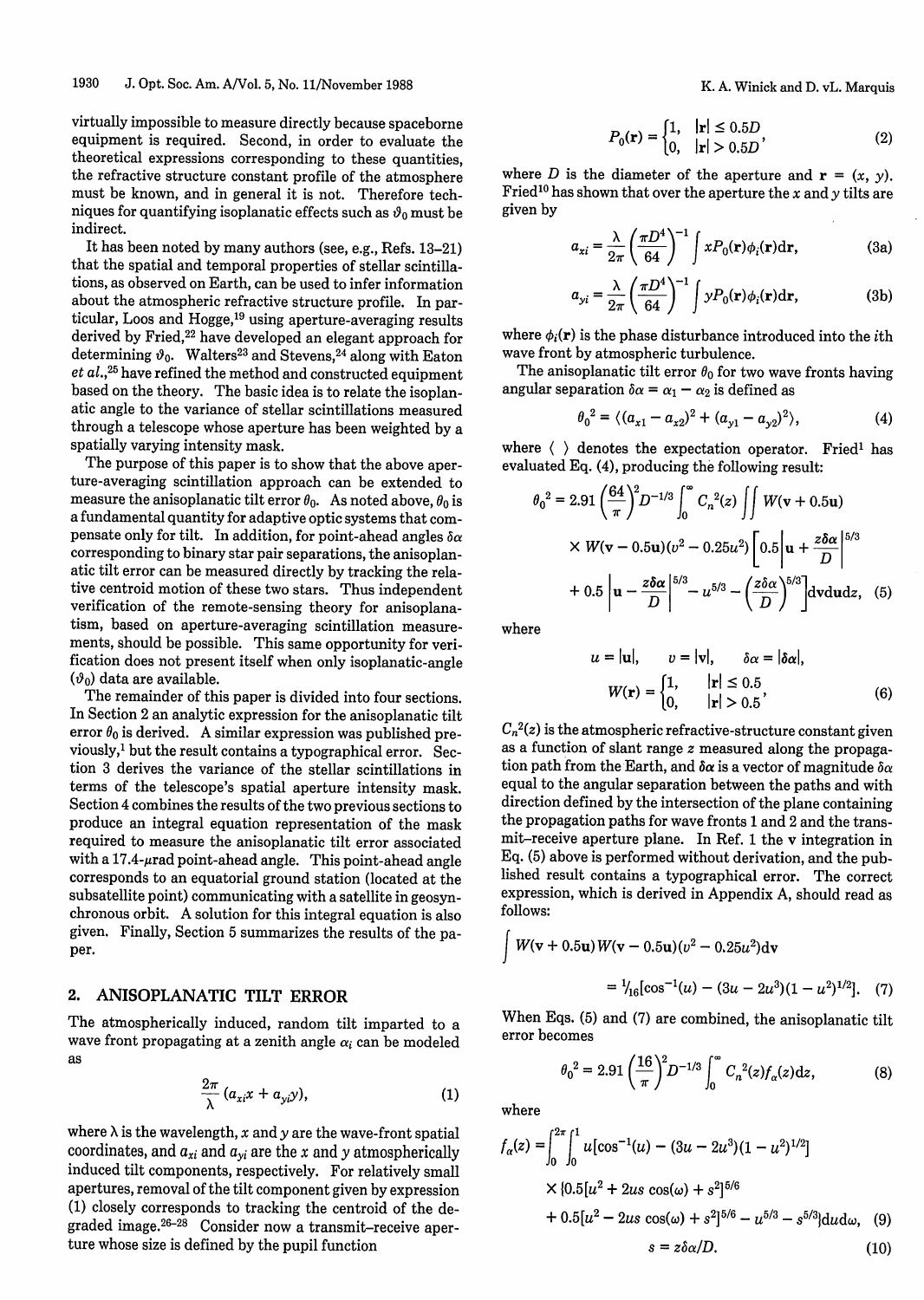virtually impossible to measure directly because spaceborne equipment is required. Second, in order to evaluate the theoretical expressions corresponding to these quantities, the refractive structure constant profile of the atmosphere must be known, and in general it is not. Therefore techniques for quantifying isoplanatic effects such as $\vartheta_0$ must be indirect.

It has been noted by many authors (see, e.g., Refs. 13–21) that the spatial and temporal properties of stellar scintillations, as observed on Earth, can be used to infer information about the atmospheric refractive structure profile. In particular, Loos and Hogge,[19] using aperture-averaging results derived by Fried,[22] have developed an elegant approach for determining $\vartheta_0$. Walters[23] and Stevens,[24] along with Eaton *et al.*,[25] have refined the method and constructed equipment based on the theory. The basic idea is to relate the isoplanatic angle to the variance of stellar scintillations measured through a telescope whose aperture has been weighted by a spatially varying intensity mask.

The purpose of this paper is to show that the above aperture-averaging scintillation approach can be extended to measure the anisoplanatic tilt error $\theta_0$. As noted above, $\theta_0$ is a fundamental quantity for adaptive optic systems that compensate only for tilt. In addition, for point-ahead angles $\delta\alpha$ corresponding to binary star pair separations, the anisoplanatic tilt error can be measured directly by tracking the relative centroid motion of these two stars. Thus independent verification of the remote-sensing theory for anisoplanatism, based on aperture-averaging scintillation measurements, should be possible. This same opportunity for verification does not present itself when only isoplanatic-angle ($\vartheta_0$) data are available.

The remainder of this paper is divided into four sections. In Section 2 an analytic expression for the anisoplanatic tilt error $\theta_0$ is derived. A similar expression was published previously,[1] but the result contains a typographical error. Section 3 derives the variance of the stellar scintillations in terms of the telescope's spatial aperture intensity mask. Section 4 combines the results of the two previous sections to produce an integral equation representation of the mask required to measure the anisoplanatic tilt error associated with a 17.4-$\mu$rad point-ahead angle. This point-ahead angle corresponds to an equatorial ground station (located at the subsatellite point) communicating with a satellite in geosynchronous orbit. A solution for this integral equation is also given. Finally, Section 5 summarizes the results of the paper.

## 2. ANISOPLANATIC TILT ERROR

The atmospherically induced, random tilt imparted to a wave front propagating at a zenith angle $\alpha_i$ can be modeled as

$$\frac{2\pi}{\lambda}(a_{xi}x + a_{yi}y), \tag{1}$$

where $\lambda$ is the wavelength, $x$ and $y$ are the wave-front spatial coordinates, and $a_{xi}$ and $a_{yi}$ are the $x$ and $y$ atmospherically induced tilt components, respectively. For relatively small apertures, removal of the tilt component given by expression (1) closely corresponds to tracking the centroid of the degraded image.[26–28] Consider now a transmit–receive aperture whose size is defined by the pupil function

$$P_0(\mathbf{r}) = \begin{cases} 1, & |\mathbf{r}| \leq 0.5D \\ 0, & |\mathbf{r}| > 0.5D \end{cases}, \tag{2}$$

where $D$ is the diameter of the aperture and $\mathbf{r} = (x, y)$. Fried[10] has shown that over the aperture the $x$ and $y$ tilts are given by

$$a_{xi} = \frac{\lambda}{2\pi}\left(\frac{\pi D^4}{64}\right)^{-1} \int x P_0(\mathbf{r})\phi_i(\mathbf{r})\mathrm{d}\mathbf{r}, \tag{3a}$$

$$a_{yi} = \frac{\lambda}{2\pi}\left(\frac{\pi D^4}{64}\right)^{-1} \int y P_0(\mathbf{r})\phi_i(\mathbf{r})\mathrm{d}\mathbf{r}, \tag{3b}$$

where $\phi_i(\mathbf{r})$ is the phase disturbance introduced into the $i$th wave front by atmospheric turbulence.

The anisoplanatic tilt error $\theta_0$ for two wave fronts having angular separation $\delta\alpha = \alpha_1 - \alpha_2$ is defined as

$$\theta_0^2 = \langle (a_{x1} - a_{x2})^2 + (a_{y1} - a_{y2})^2 \rangle, \tag{4}$$

where $\langle\ \rangle$ denotes the expectation operator. Fried[1] has evaluated Eq. (4), producing the following result:

$$\theta_0^2 = 2.91\left(\frac{64}{\pi}\right)^2 D^{-1/3} \int_0^\infty C_n^2(z) \iint W(\mathbf{v} + 0.5\mathbf{u}) \times W(\mathbf{v} - 0.5\mathbf{u})(v^2 - 0.25u^2)\left[0.5\left|\mathbf{u} + \frac{z\boldsymbol{\delta\alpha}}{D}\right|^{5/3} + 0.5\left|\mathbf{u} - \frac{z\boldsymbol{\delta\alpha}}{D}\right|^{5/3} - u^{5/3} - \left(\frac{z\delta\alpha}{D}\right)^{5/3}\right]\mathrm{d}\mathbf{v}\mathrm{d}\mathbf{u}\mathrm{d}z, \tag{5}$$

where

$$u = |\mathbf{u}|, \quad v = |\mathbf{v}|, \quad \delta\alpha = |\boldsymbol{\delta\alpha}|,$$

$$W(\mathbf{r}) = \begin{cases} 1, & |\mathbf{r}| \leq 0.5 \\ 0, & |\mathbf{r}| > 0.5 \end{cases}, \tag{6}$$

$C_n^2(z)$ is the atmospheric refractive-structure constant given as a function of slant range $z$ measured along the propagation path from the Earth, and $\boldsymbol{\delta\alpha}$ is a vector of magnitude $\delta\alpha$ equal to the angular separation between the paths and with direction defined by the intersection of the plane containing the propagation paths for wave fronts 1 and 2 and the transmit–receive aperture plane. In Ref. 1 the $\mathbf{v}$ integration in Eq. (5) above is performed without derivation, and the published result contains a typographical error. The correct expression, which is derived in Appendix A, should read as follows:

$$\int W(\mathbf{v} + 0.5\mathbf{u}) W(\mathbf{v} - 0.5\mathbf{u})(v^2 - 0.25u^2)\mathrm{d}\mathbf{v} = \tfrac{1}{16}[\cos^{-1}(u) - (3u - 2u^3)(1 - u^2)^{1/2}]. \tag{7}$$

When Eqs. (5) and (7) are combined, the anisoplanatic tilt error becomes

$$\theta_0^2 = 2.91\left(\frac{16}{\pi}\right)^2 D^{-1/3} \int_0^\infty C_n^2(z) f_\alpha(z)\mathrm{d}z, \tag{8}$$

where

$$f_\alpha(z) = \int_0^{2\pi}\int_0^1 u[\cos^{-1}(u) - (3u - 2u^3)(1 - u^2)^{1/2}] \times \{0.5[u^2 + 2us\cos(\omega) + s^2]^{5/6} + 0.5[u^2 - 2us\cos(\omega) + s^2]^{5/6} - u^{5/3} - s^{5/3}\}\mathrm{d}u\mathrm{d}\omega, \tag{9}$$

$$s = z\delta\alpha/D. \tag{10}$$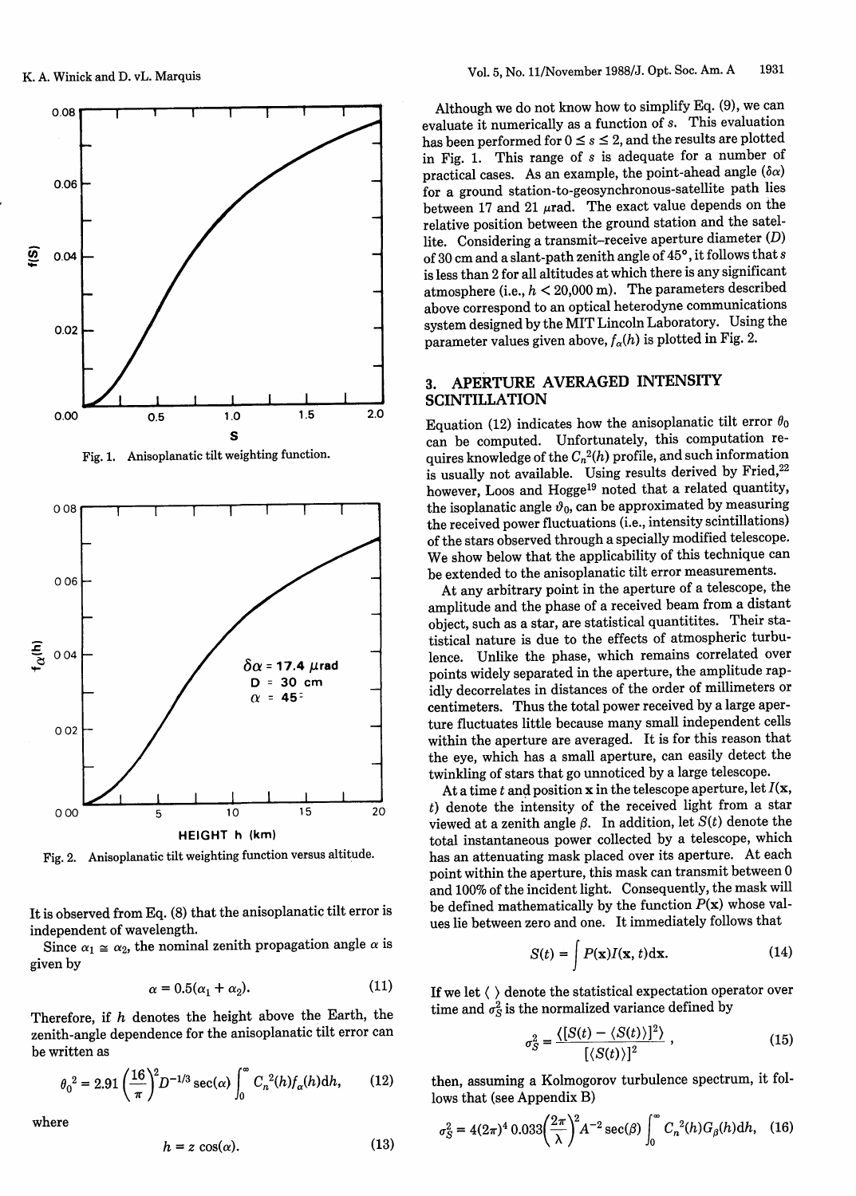Fig. 1. Anisoplanatic tilt weighting function.

Fig. 2. Anisoplanatic tilt weighting function versus altitude.

It is observed from Eq. (8) that the anisoplanatic tilt error is independent of wavelength.

Since $\alpha_1 \cong \alpha_2$, the nominal zenith propagation angle $\alpha$ is given by

$$\alpha = 0.5(\alpha_1 + \alpha_2). \tag{11}$$

Therefore, if $h$ denotes the height above the Earth, the zenith-angle dependence for the anisoplanatic tilt error can be written as

$$\theta_0{}^2 = 2.91\left(\frac{16}{\pi}\right)^2 D^{-1/3}\sec(\alpha)\int_0^\infty C_n{}^2(h)f_\alpha(h)\mathrm{d}h, \tag{12}$$

where

$$h = z\cos(\alpha). \tag{13}$$

Although we do not know how to simplify Eq. (9), we can evaluate it numerically as a function of $s$. This evaluation has been performed for $0 \leq s \leq 2$, and the results are plotted in Fig. 1. This range of $s$ is adequate for a number of practical cases. As an example, the point-ahead angle ($\delta\alpha$) for a ground station-to-geosynchronous-satellite path lies between 17 and 21 $\mu$rad. The exact value depends on the relative position between the ground station and the satellite. Considering a transmit–receive aperture diameter ($D$) of 30 cm and a slant-path zenith angle of 45°, it follows that $s$ is less than 2 for all altitudes at which there is any significant atmosphere (i.e., $h < 20{,}000$ m). The parameters described above correspond to an optical heterodyne communications system designed by the MIT Lincoln Laboratory. Using the parameter values given above, $f_\alpha(h)$ is plotted in Fig. 2.

## 3. APERTURE AVERAGED INTENSITY SCINTILLATION

Equation (12) indicates how the anisoplanatic tilt error $\theta_0$ can be computed. Unfortunately, this computation requires knowledge of the $C_n{}^2(h)$ profile, and such information is usually not available. Using results derived by Fried,[22] however, Loos and Hogge[19] noted that a related quantity, the isoplanatic angle $\vartheta_0$, can be approximated by measuring the received power fluctuations (i.e., intensity scintillations) of the stars observed through a specially modified telescope. We show below that the applicability of this technique can be extended to the anisoplanatic tilt error measurements.

At any arbitrary point in the aperture of a telescope, the amplitude and the phase of a received beam from a distant object, such as a star, are statistical quantitites. Their statistical nature is due to the effects of atmospheric turbulence. Unlike the phase, which remains correlated over points widely separated in the aperture, the amplitude rapidly decorrelates in distances of the order of millimeters or centimeters. Thus the total power received by a large aperture fluctuates little because many small independent cells within the aperture are averaged. It is for this reason that the eye, which has a small aperture, can easily detect the twinkling of stars that go unnoticed by a large telescope.

At a time $t$ and position $\mathbf{x}$ in the telescope aperture, let $I(\mathbf{x}, t)$ denote the intensity of the received light from a star viewed at a zenith angle $\beta$. In addition, let $S(t)$ denote the total instantaneous power collected by a telescope, which has an attenuating mask placed over its aperture. At each point within the aperture, this mask can transmit between 0 and 100% of the incident light. Consequently, the mask will be defined mathematically by the function $P(\mathbf{x})$ whose values lie between zero and one. It immediately follows that

$$S(t) = \int P(\mathbf{x})I(\mathbf{x}, t)\mathrm{d}\mathbf{x}. \tag{14}$$

If we let $\langle\ \rangle$ denote the statistical expectation operator over time and $\sigma_S^2$ is the normalized variance defined by

$$\sigma_S^2 = \frac{\langle[S(t) - \langle S(t)\rangle]^2\rangle}{[\langle S(t)\rangle]^2}, \tag{15}$$

then, assuming a Kolmogorov turbulence spectrum, it follows that (see Appendix B)

$$\sigma_S^2 = 4(2\pi)^4\, 0.033\left(\frac{2\pi}{\lambda}\right)^2 A^{-2}\sec(\beta)\int_0^\infty C_n{}^2(h)G_\beta(h)\mathrm{d}h, \tag{16}$$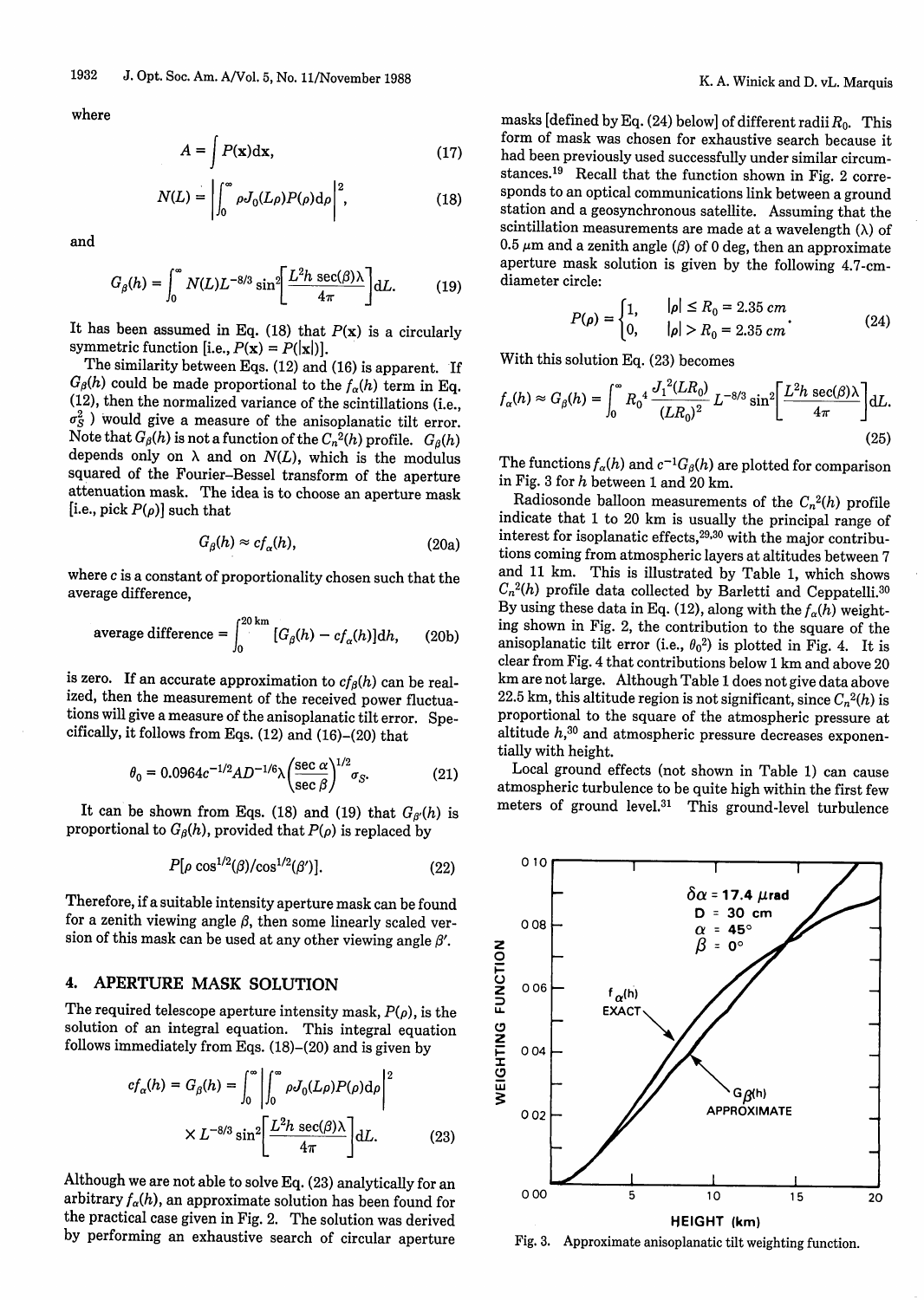where

$$A = \int P(\mathbf{x})d\mathbf{x}, \tag{17}$$

$$N(L) = \left| \int_0^\infty \rho J_0(L\rho)P(\rho)d\rho \right|^2, \tag{18}$$

and

$$G_\beta(h) = \int_0^\infty N(L)L^{-8/3} \sin^2\left[\frac{L^2 h \sec(\beta)\lambda}{4\pi}\right]dL. \tag{19}$$

It has been assumed in Eq. (18) that $P(\mathbf{x})$ is a circularly symmetric function [i.e., $P(\mathbf{x}) = P(|\mathbf{x}|)$].

The similarity between Eqs. (12) and (16) is apparent. If $G_\beta(h)$ could be made proportional to the $f_\alpha(h)$ term in Eq. (12), then the normalized variance of the scintillations (i.e., $\sigma_S^2$) would give a measure of the anisoplanatic tilt error. Note that $G_\beta(h)$ is not a function of the $C_n^2(h)$ profile. $G_\beta(h)$ depends only on $\lambda$ and on $N(L)$, which is the modulus squared of the Fourier–Bessel transform of the aperture attenuation mask. The idea is to choose an aperture mask [i.e., pick $P(\rho)$] such that

$$G_\beta(h) \approx c f_\alpha(h), \tag{20a}$$

where $c$ is a constant of proportionality chosen such that the average difference,

$$\text{average difference} = \int_0^{20\text{ km}} [G_\beta(h) - c f_\alpha(h)]dh, \tag{20b}$$

is zero. If an accurate approximation to $c f_\beta(h)$ can be realized, then the measurement of the received power fluctuations will give a measure of the anisoplanatic tilt error. Specifically, it follows from Eqs. (12) and (16)–(20) that

$$\theta_0 = 0.0964 c^{-1/2} A D^{-1/6} \lambda \left(\frac{\sec \alpha}{\sec \beta}\right)^{1/2} \sigma_S. \tag{21}$$

It can be shown from Eqs. (18) and (19) that $G_{\beta'}(h)$ is proportional to $G_\beta(h)$, provided that $P(\rho)$ is replaced by

$$P[\rho \cos^{1/2}(\beta)/\cos^{1/2}(\beta')]. \tag{22}$$

Therefore, if a suitable intensity aperture mask can be found for a zenith viewing angle $\beta$, then some linearly scaled version of this mask can be used at any other viewing angle $\beta'$.

## 4. APERTURE MASK SOLUTION

The required telescope aperture intensity mask, $P(\rho)$, is the solution of an integral equation. This integral equation follows immediately from Eqs. (18)–(20) and is given by

$$c f_\alpha(h) = G_\beta(h) = \int_0^\infty \left| \int_0^\infty \rho J_0(L\rho)P(\rho)d\rho \right|^2 \times L^{-8/3} \sin^2\left[\frac{L^2 h \sec(\beta)\lambda}{4\pi}\right]dL. \tag{23}$$

Although we are not able to solve Eq. (23) analytically for an arbitrary $f_\alpha(h)$, an approximate solution has been found for the practical case given in Fig. 2. The solution was derived by performing an exhaustive search of circular aperture masks [defined by Eq. (24) below] of different radii $R_0$. This form of mask was chosen for exhaustive search because it had been previously used successfully under similar circumstances.[19] Recall that the function shown in Fig. 2 corresponds to an optical communications link between a ground station and a geosynchronous satellite. Assuming that the scintillation measurements are made at a wavelength ($\lambda$) of 0.5 $\mu$m and a zenith angle ($\beta$) of 0 deg, then an approximate aperture mask solution is given by the following 4.7-cm-diameter circle:

$$P(\rho) = \begin{cases} 1, & |\rho| \le R_0 = 2.35\ cm \\ 0, & |\rho| > R_0 = 2.35\ cm \end{cases}. \tag{24}$$

With this solution Eq. (23) becomes

$$f_\alpha(h) \approx G_\beta(h) = \int_0^\infty R_0^4 \frac{J_1^2(LR_0)}{(LR_0)^2} L^{-8/3} \sin^2\left[\frac{L^2 h \sec(\beta)\lambda}{4\pi}\right]dL. \tag{25}$$

The functions $f_\alpha(h)$ and $c^{-1}G_\beta(h)$ are plotted for comparison in Fig. 3 for $h$ between 1 and 20 km.

Radiosonde balloon measurements of the $C_n^2(h)$ profile indicate that 1 to 20 km is usually the principal range of interest for isoplanatic effects,[29,30] with the major contributions coming from atmospheric layers at altitudes between 7 and 11 km. This is illustrated by Table 1, which shows $C_n^2(h)$ profile data collected by Barletti and Ceppatelli.[30] By using these data in Eq. (12), along with the $f_\alpha(h)$ weighting shown in Fig. 2, the contribution to the square of the anisoplanatic tilt error (i.e., $\theta_0^2$) is plotted in Fig. 4. It is clear from Fig. 4 that contributions below 1 km and above 20 km are not large. Although Table 1 does not give data above 22.5 km, this altitude region is not significant, since $C_n^2(h)$ is proportional to the square of the atmospheric pressure at altitude $h$,[30] and atmospheric pressure decreases exponentially with height.

Local ground effects (not shown in Table 1) can cause atmospheric turbulence to be quite high within the first few meters of ground level.[31] This ground-level turbulence

Fig. 3. Approximate anisoplanatic tilt weighting function.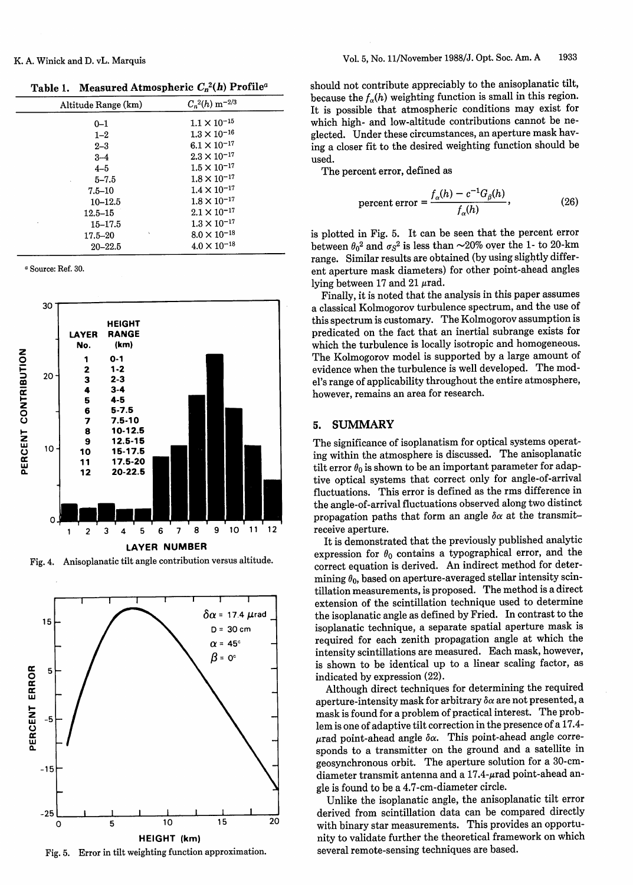**Table 1. Measured Atmospheric $C_n^2(h)$ Profile**[a]

| Altitude Range (km) | $C_n^2(h)$ m$^{-2/3}$ |
|---|---|
| 0–1 | $1.1 \times 10^{-15}$ |
| 1–2 | $1.3 \times 10^{-16}$ |
| 2–3 | $6.1 \times 10^{-17}$ |
| 3–4 | $2.3 \times 10^{-17}$ |
| 4–5 | $1.5 \times 10^{-17}$ |
| 5–7.5 | $1.8 \times 10^{-17}$ |
| 7.5–10 | $1.4 \times 10^{-17}$ |
| 10–12.5 | $1.8 \times 10^{-17}$ |
| 12.5–15 | $2.1 \times 10^{-17}$ |
| 15–17.5 | $1.3 \times 10^{-17}$ |
| 17.5–20 | $8.0 \times 10^{-18}$ |
| 20–22.5 | $4.0 \times 10^{-18}$ |

[a] Source: Ref. 30.

Fig. 4. Anisoplanatic tilt angle contribution versus altitude.

Fig. 5. Error in tilt weighting function approximation.

should not contribute appreciably to the anisoplanatic tilt, because the $f_\alpha(h)$ weighting function is small in this region. It is possible that atmospheric conditions may exist for which high- and low-altitude contributions cannot be neglected. Under these circumstances, an aperture mask having a closer fit to the desired weighting function should be used.

The percent error, defined as

$$\text{percent error} = \frac{f_\alpha(h) - c^{-1}G_\beta(h)}{f_\alpha(h)}, \tag{26}$$

is plotted in Fig. 5. It can be seen that the percent error between $\theta_0^2$ and $\sigma_S^2$ is less than ~20% over the 1- to 20-km range. Similar results are obtained (by using slightly different aperture mask diameters) for other point-ahead angles lying between 17 and 21 $\mu$rad.

Finally, it is noted that the analysis in this paper assumes a classical Kolmogorov turbulence spectrum, and the use of this spectrum is customary. The Kolmogorov assumption is predicated on the fact that an inertial subrange exists for which the turbulence is locally isotropic and homogeneous. The Kolmogorov model is supported by a large amount of evidence when the turbulence is well developed. The model's range of applicability throughout the entire atmosphere, however, remains an area for research.

## 5. SUMMARY

The significance of isoplanatism for optical systems operating within the atmosphere is discussed. The anisoplanatic tilt error $\theta_0$ is shown to be an important parameter for adaptive optical systems that correct only for angle-of-arrival fluctuations. This error is defined as the rms difference in the angle-of-arrival fluctuations observed along two distinct propagation paths that form an angle $\delta\alpha$ at the transmit–receive aperture.

It is demonstrated that the previously published analytic expression for $\theta_0$ contains a typographical error, and the correct equation is derived. An indirect method for determining $\theta_0$, based on aperture-averaged stellar intensity scintillation measurements, is proposed. The method is a direct extension of the scintillation technique used to determine the isoplanatic angle as defined by Fried. In contrast to the isoplanatic technique, a separate spatial aperture mask is required for each zenith propagation angle at which the intensity scintillations are measured. Each mask, however, is shown to be identical up to a linear scaling factor, as indicated by expression (22).

Although direct techniques for determining the required aperture-intensity mask for arbitrary $\delta\alpha$ are not presented, a mask is found for a problem of practical interest. The problem is one of adaptive tilt correction in the presence of a 17.4-$\mu$rad point-ahead angle $\delta\alpha$. This point-ahead angle corresponds to a transmitter on the ground and a satellite in geosynchronous orbit. The aperture solution for a 30-cm-diameter transmit antenna and a 17.4-$\mu$rad point-ahead angle is found to be a 4.7-cm-diameter circle.

Unlike the isoplanatic angle, the anisoplanatic tilt error derived from scintillation data can be compared directly with binary star measurements. This provides an opportunity to validate further the theoretical framework on which several remote-sensing techniques are based.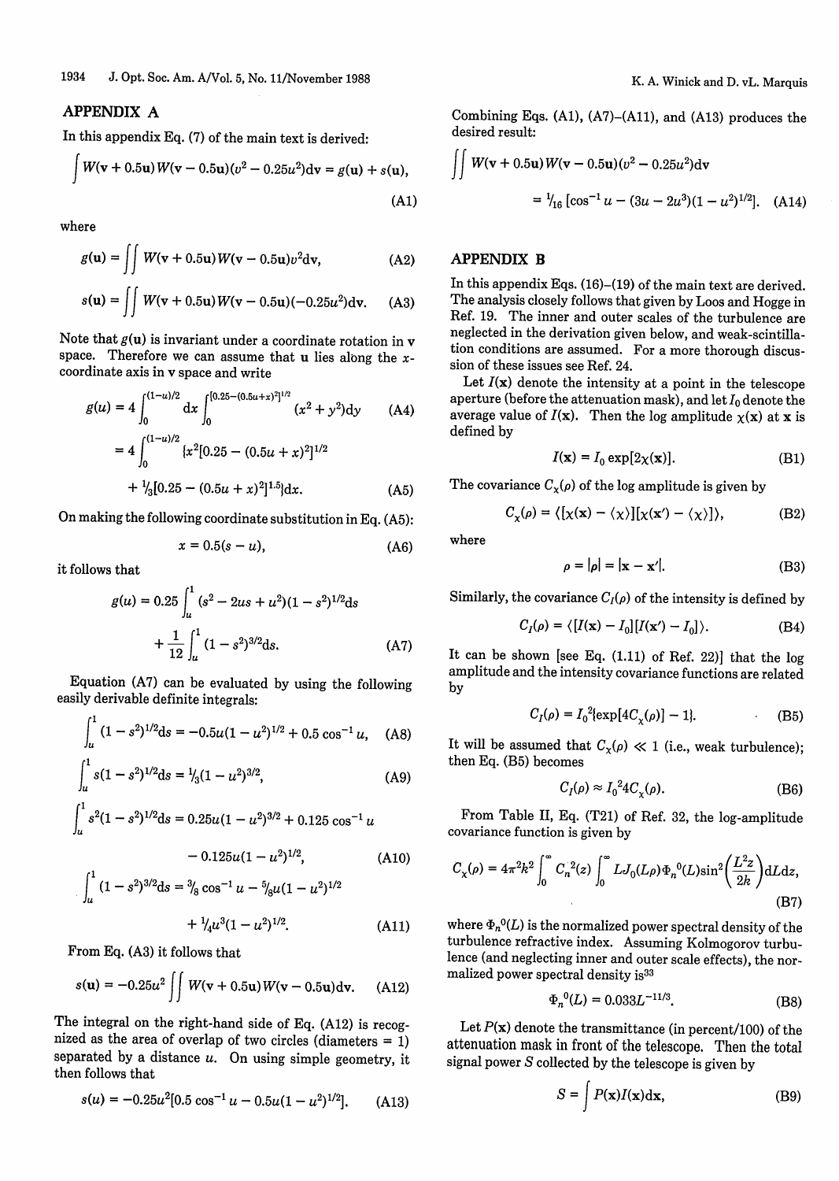## APPENDIX A

In this appendix Eq. (7) of the main text is derived:

$$\int W(\mathbf{v} + 0.5\mathbf{u})W(\mathbf{v} - 0.5\mathbf{u})(v^2 - 0.25u^2)d\mathbf{v} = g(\mathbf{u}) + s(\mathbf{u}), \tag{A1}$$

where

$$g(\mathbf{u}) = \iint W(\mathbf{v} + 0.5\mathbf{u})W(\mathbf{v} - 0.5\mathbf{u})v^2 d\mathbf{v}, \tag{A2}$$

$$s(\mathbf{u}) = \iint W(\mathbf{v} + 0.5\mathbf{u})W(\mathbf{v} - 0.5\mathbf{u})(-0.25u^2)d\mathbf{v}. \tag{A3}$$

Note that $g(\mathbf{u})$ is invariant under a coordinate rotation in $\mathbf{v}$ space. Therefore we can assume that $\mathbf{u}$ lies along the $x$-coordinate axis in $\mathbf{v}$ space and write

$$g(u) = 4\int_0^{(1-u)/2} dx \int_0^{[0.25-(0.5u+x)^2]^{1/2}} (x^2 + y^2)dy \tag{A4}$$

$$= 4\int_0^{(1-u)/2} \{x^2[0.25 - (0.5u + x)^2]^{1/2} + \tfrac{1}{3}[0.25 - (0.5u + x)^2]^{1.5}\}dx. \tag{A5}$$

On making the following coordinate substitution in Eq. (A5):

$$x = 0.5(s - u), \tag{A6}$$

it follows that

$$g(u) = 0.25\int_u^1 (s^2 - 2us + u^2)(1 - s^2)^{1/2}ds + \frac{1}{12}\int_u^1 (1 - s^2)^{3/2}ds. \tag{A7}$$

Equation (A7) can be evaluated by using the following easily derivable definite integrals:

$$\int_u^1 (1 - s^2)^{1/2}ds = -0.5u(1 - u^2)^{1/2} + 0.5\cos^{-1}u, \tag{A8}$$

$$\int_u^1 s(1 - s^2)^{1/2}ds = \tfrac{1}{3}(1 - u^2)^{3/2}, \tag{A9}$$

$$\int_u^1 s^2(1 - s^2)^{1/2}ds = 0.25u(1 - u^2)^{3/2} + 0.125\cos^{-1}u - 0.125u(1 - u^2)^{1/2}, \tag{A10}$$

$$\int_u^1 (1 - s^2)^{3/2}ds = \tfrac{3}{8}\cos^{-1}u - \tfrac{5}{8}u(1 - u^2)^{1/2} + \tfrac{1}{4}u^3(1 - u^2)^{1/2}. \tag{A11}$$

From Eq. (A3) it follows that

$$s(\mathbf{u}) = -0.25u^2 \iint W(\mathbf{v} + 0.5\mathbf{u})W(\mathbf{v} - 0.5\mathbf{u})d\mathbf{v}. \tag{A12}$$

The integral on the right-hand side of Eq. (A12) is recognized as the area of overlap of two circles (diameters = 1) separated by a distance $u$. On using simple geometry, it then follows that

$$s(u) = -0.25u^2[0.5\cos^{-1}u - 0.5u(1 - u^2)^{1/2}]. \tag{A13}$$

Combining Eqs. (A1), (A7)–(A11), and (A13) produces the desired result:

$$\iint W(\mathbf{v} + 0.5\mathbf{u})W(\mathbf{v} - 0.5\mathbf{u})(v^2 - 0.25u^2)d\mathbf{v} = \tfrac{1}{16}[\cos^{-1}u - (3u - 2u^3)(1 - u^2)^{1/2}]. \tag{A14}$$

## APPENDIX B

In this appendix Eqs. (16)–(19) of the main text are derived. The analysis closely follows that given by Loos and Hogge in Ref. 19. The inner and outer scales of the turbulence are neglected in the derivation given below, and weak-scintillation conditions are assumed. For a more thorough discussion of these issues see Ref. 24.

Let $I(\mathbf{x})$ denote the intensity at a point in the telescope aperture (before the attenuation mask), and let $I_0$ denote the average value of $I(\mathbf{x})$. Then the log amplitude $\chi(\mathbf{x})$ at $\mathbf{x}$ is defined by

$$I(\mathbf{x}) = I_0 \exp[2\chi(\mathbf{x})]. \tag{B1}$$

The covariance $C_\chi(\rho)$ of the log amplitude is given by

$$C_\chi(\rho) = \langle[\chi(\mathbf{x}) - \langle\chi\rangle][\chi(\mathbf{x}') - \langle\chi\rangle]\rangle, \tag{B2}$$

where

$$\rho = |\boldsymbol{\rho}| = |\mathbf{x} - \mathbf{x}'|. \tag{B3}$$

Similarly, the covariance $C_I(\rho)$ of the intensity is defined by

$$C_I(\rho) = \langle[I(\mathbf{x}) - I_0][I(\mathbf{x}') - I_0]\rangle. \tag{B4}$$

It can be shown [see Eq. (1.11) of Ref. 22] that the log amplitude and the intensity covariance functions are related by

$$C_I(\rho) = I_0^2\{\exp[4C_\chi(\rho)] - 1\}. \tag{B5}$$

It will be assumed that $C_\chi(\rho) \ll 1$ (i.e., weak turbulence); then Eq. (B5) becomes

$$C_I(\rho) \approx I_0^2 4C_\chi(\rho). \tag{B6}$$

From Table II, Eq. (T21) of Ref. 32, the log-amplitude covariance function is given by

$$C_\chi(\rho) = 4\pi^2k^2 \int_0^\infty C_n^2(z)\int_0^\infty LJ_0(L\rho)\Phi_n^0(L)\sin^2\left(\frac{L^2z}{2k}\right)dLdz, \tag{B7}$$

where $\Phi_n^0(L)$ is the normalized power spectral density of the turbulence refractive index. Assuming Kolmogorov turbulence (and neglecting inner and outer scale effects), the normalized power spectral density is[33]

$$\Phi_n^0(L) = 0.033L^{-11/3}. \tag{B8}$$

Let $P(\mathbf{x})$ denote the transmittance (in percent/100) of the attenuation mask in front of the telescope. Then the total signal power $S$ collected by the telescope is given by

$$S = \int P(\mathbf{x})I(\mathbf{x})d\mathbf{x}, \tag{B9}$$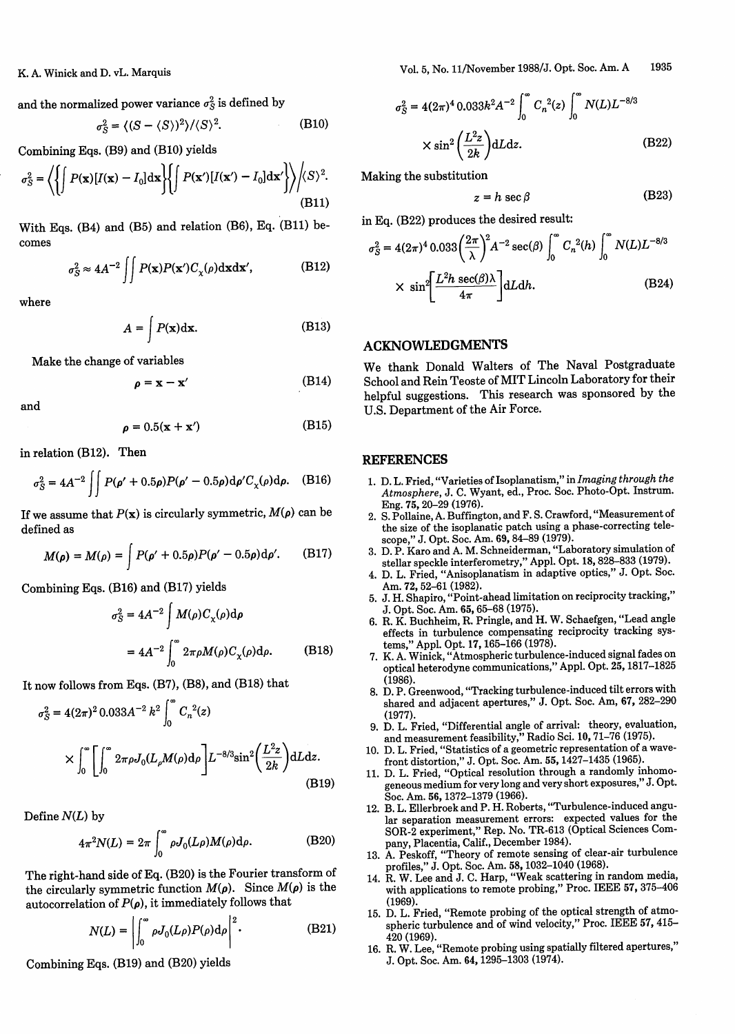and the normalized power variance $\sigma_S^2$ is defined by

$$\sigma_S^2 = \langle (S - \langle S \rangle)^2 \rangle / \langle S \rangle^2. \tag{B10}$$

Combining Eqs. (B9) and (B10) yields

$$\sigma_S^2 = \left\langle \left\{ \int P(\mathbf{x})[I(\mathbf{x}) - I_0]\mathrm{d}\mathbf{x} \right\} \left\{ \int P(\mathbf{x}')[I(\mathbf{x}') - I_0]\mathrm{d}\mathbf{x}' \right\} \right\rangle \Big/ \langle S \rangle^2. \tag{B11}$$

With Eqs. (B4) and (B5) and relation (B6), Eq. (B11) becomes

$$\sigma_S^2 \approx 4A^{-2} \iint P(\mathbf{x})P(\mathbf{x}')C_\chi(\rho)\mathrm{d}\mathbf{x}\mathrm{d}\mathbf{x}', \tag{B12}$$

where

$$A = \int P(\mathbf{x})\mathrm{d}\mathbf{x}. \tag{B13}$$

Make the change of variables

$$\boldsymbol{\rho} = \mathbf{x} - \mathbf{x}' \tag{B14}$$

and

$$\boldsymbol{\rho} = 0.5(\mathbf{x} + \mathbf{x}') \tag{B15}$$

in relation (B12). Then

$$\sigma_S^2 = 4A^{-2} \iint P(\boldsymbol{\rho}' + 0.5\boldsymbol{\rho})P(\boldsymbol{\rho}' - 0.5\boldsymbol{\rho})\mathrm{d}\boldsymbol{\rho}' C_\chi(\rho)\mathrm{d}\boldsymbol{\rho}. \tag{B16}$$

If we assume that $P(\mathbf{x})$ is circularly symmetric, $M(\boldsymbol{\rho})$ can be defined as

$$M(\boldsymbol{\rho}) = M(\rho) = \int P(\boldsymbol{\rho}' + 0.5\boldsymbol{\rho})P(\boldsymbol{\rho}' - 0.5\boldsymbol{\rho})\mathrm{d}\boldsymbol{\rho}'. \tag{B17}$$

Combining Eqs. (B16) and (B17) yields

$$\sigma_S^2 = 4A^{-2} \int M(\rho)C_\chi(\rho)\mathrm{d}\boldsymbol{\rho}$$

$$= 4A^{-2} \int_0^\infty 2\pi\rho M(\rho)C_\chi(\rho)\mathrm{d}\rho. \tag{B18}$$

It now follows from Eqs. (B7), (B8), and (B18) that

$$\sigma_S^2 = 4(2\pi)^2\, 0.033A^{-2}\, k^2 \int_0^\infty C_n^{\,2}(z) \times \int_0^\infty \left[ \int_0^\infty 2\pi\rho J_0(L_\rho M(\rho)\mathrm{d}\rho \right] L^{-8/3} \sin^2\!\left(\frac{L^2 z}{2k}\right)\mathrm{d}L\mathrm{d}z. \tag{B19}$$

Define $N(L)$ by

$$4\pi^2 N(L) = 2\pi \int_0^\infty \rho J_0(L\rho)M(\rho)\mathrm{d}\rho. \tag{B20}$$

The right-hand side of Eq. (B20) is the Fourier transform of the circularly symmetric function $M(\rho)$. Since $M(\rho)$ is the autocorrelation of $P(\rho)$, it immediately follows that

$$N(L) = \left| \int_0^\infty \rho J_0(L\rho)P(\rho)\mathrm{d}\rho \right|^2. \tag{B21}$$

Combining Eqs. (B19) and (B20) yields

$$\sigma_S^2 = 4(2\pi)^4\, 0.033k^2 A^{-2} \int_0^\infty C_n^{\,2}(z) \int_0^\infty N(L)L^{-8/3} \times \sin^2\!\left(\frac{L^2 z}{2k}\right)\mathrm{d}L\mathrm{d}z. \tag{B22}$$

Making the substitution

$$z = h \sec \beta \tag{B23}$$

in Eq. (B22) produces the desired result:

$$\sigma_S^2 = 4(2\pi)^4\, 0.033\left(\frac{2\pi}{\lambda}\right)^2 A^{-2} \sec(\beta) \int_0^\infty C_n^{\,2}(h) \int_0^\infty N(L)L^{-8/3} \times \sin^2\!\left[\frac{L^2 h \sec(\beta)\lambda}{4\pi}\right]\mathrm{d}L\mathrm{d}h. \tag{B24}$$

## ACKNOWLEDGMENTS

We thank Donald Walters of The Naval Postgraduate School and Rein Teoste of MIT Lincoln Laboratory for their helpful suggestions. This research was sponsored by the U.S. Department of the Air Force.

## REFERENCES

1. D. L. Fried, "Varieties of Isoplanatism," in *Imaging through the Atmosphere*, J. C. Wyant, ed., Proc. Soc. Photo-Opt. Instrum. Eng. **75**, 20–29 (1976).
2. S. Pollaine, A. Buffington, and F. S. Crawford, "Measurement of the size of the isoplanatic patch using a phase-correcting telescope," J. Opt. Soc. Am. **69**, 84–89 (1979).
3. D. P. Karo and A. M. Schneiderman, "Laboratory simulation of stellar speckle interferometry," Appl. Opt. **18**, 828–833 (1979).
4. D. L. Fried, "Anisoplanatism in adaptive optics," J. Opt. Soc. Am. **72**, 52–61 (1982).
5. J. H. Shapiro, "Point-ahead limitation on reciprocity tracking," J. Opt. Soc. Am. **65**, 65–68 (1975).
6. R. K. Buchheim, R. Pringle, and H. W. Schaefgen, "Lead angle effects in turbulence compensating reciprocity tracking systems," Appl. Opt. **17**, 165–166 (1978).
7. K. A. Winick, "Atmospheric turbulence-induced signal fades on optical heterodyne communications," Appl. Opt. **25**, 1817–1825 (1986).
8. D. P. Greenwood, "Tracking turbulence-induced tilt errors with shared and adjacent apertures," J. Opt. Soc. Am, **67**, 282–290 (1977).
9. D. L. Fried, "Differential angle of arrival: theory, evaluation, and measurement feasibility," Radio Sci. **10**, 71–76 (1975).
10. D. L. Fried, "Statistics of a geometric representation of a wavefront distortion," J. Opt. Soc. Am. **55**, 1427–1435 (1965).
11. D. L. Fried, "Optical resolution through a randomly inhomogeneous medium for very long and very short exposures," J. Opt. Soc. Am. **56**, 1372–1379 (1966).
12. B. L. Ellerbroek and P. H. Roberts, "Turbulence-induced angular separation measurement errors: expected values for the SOR-2 experiment," Rep. No. TR-613 (Optical Sciences Company, Placentia, Calif., December 1984).
13. A. Peskoff, "Theory of remote sensing of clear-air turbulence profiles," J. Opt. Soc. Am. **58**, 1032–1040 (1968).
14. R. W. Lee and J. C. Harp, "Weak scattering in random media, with applications to remote probing," Proc. IEEE **57**, 375–406 (1969).
15. D. L. Fried, "Remote probing of the optical strength of atmospheric turbulence and of wind velocity," Proc. IEEE **57**, 415–420 (1969).
16. R. W. Lee, "Remote probing using spatially filtered apertures," J. Opt. Soc. Am. **64**, 1295–1303 (1974).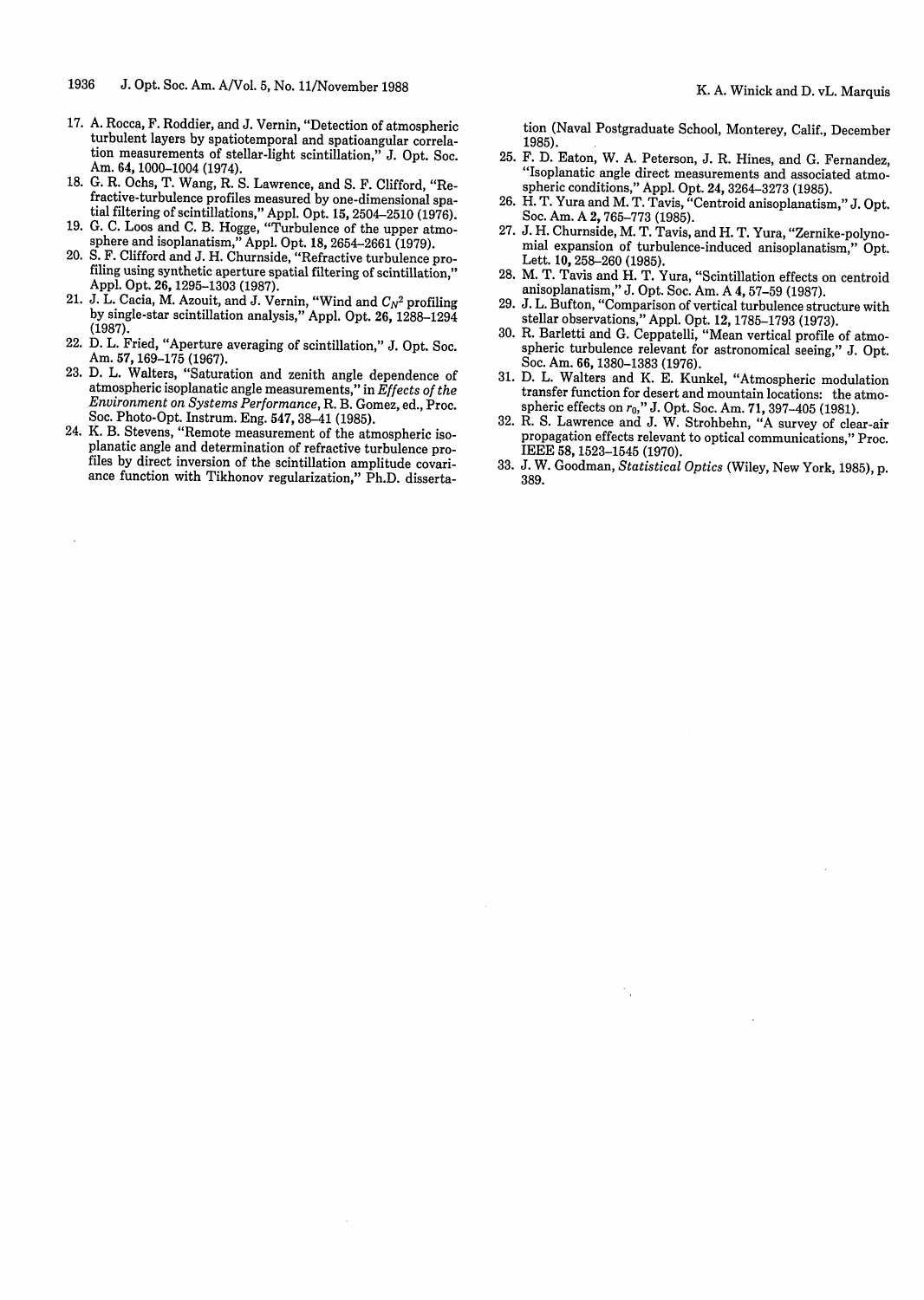17. A. Rocca, F. Roddier, and J. Vernin, "Detection of atmospheric turbulent layers by spatiotemporal and spatioangular correlation measurements of stellar-light scintillation," J. Opt. Soc. Am. **64**, 1000–1004 (1974).
18. G. R. Ochs, T. Wang, R. S. Lawrence, and S. F. Clifford, "Refractive-turbulence profiles measured by one-dimensional spatial filtering of scintillations," Appl. Opt. **15**, 2504–2510 (1976).
19. G. C. Loos and C. B. Hogge, "Turbulence of the upper atmosphere and isoplanatism," Appl. Opt. **18**, 2654–2661 (1979).
20. S. F. Clifford and J. H. Churnside, "Refractive turbulence profiling using synthetic aperture spatial filtering of scintillation," Appl. Opt. **26**, 1295–1303 (1987).
21. J. L. Cacia, M. Azouit, and J. Vernin, "Wind and $C_N{}^2$ profiling by single-star scintillation analysis," Appl. Opt. **26**, 1288–1294 (1987).
22. D. L. Fried, "Aperture averaging of scintillation," J. Opt. Soc. Am. **57**, 169–175 (1967).
23. D. L. Walters, "Saturation and zenith angle dependence of atmospheric isoplanatic angle measurements," in *Effects of the Environment on Systems Performance*, R. B. Gomez, ed., Proc. Soc. Photo-Opt. Instrum. Eng. **547**, 38–41 (1985).
24. K. B. Stevens, "Remote measurement of the atmospheric isoplanatic angle and determination of refractive turbulence profiles by direct inversion of the scintillation amplitude covariance function with Tikhonov regularization," Ph.D. dissertation (Naval Postgraduate School, Monterey, Calif., December 1985).
25. F. D. Eaton, W. A. Peterson, J. R. Hines, and G. Fernandez, "Isoplanatic angle direct measurements and associated atmospheric conditions," Appl. Opt. **24**, 3264–3273 (1985).
26. H. T. Yura and M. T. Tavis, "Centroid anisoplanatism," J. Opt. Soc. Am. A **2**, 765–773 (1985).
27. J. H. Churnside, M. T. Tavis, and H. T. Yura, "Zernike-polynomial expansion of turbulence-induced anisoplanatism," Opt. Lett. **10**, 258–260 (1985).
28. M. T. Tavis and H. T. Yura, "Scintillation effects on centroid anisoplanatism," J. Opt. Soc. Am. A **4**, 57–59 (1987).
29. J. L. Bufton, "Comparison of vertical turbulence structure with stellar observations," Appl. Opt. **12**, 1785–1793 (1973).
30. R. Barletti and G. Ceppatelli, "Mean vertical profile of atmospheric turbulence relevant for astronomical seeing," J. Opt. Soc. Am. **66**, 1380–1383 (1976).
31. D. L. Walters and K. E. Kunkel, "Atmospheric modulation transfer function for desert and mountain locations: the atmospheric effects on $r_0$," J. Opt. Soc. Am. **71**, 397–405 (1981).
32. R. S. Lawrence and J. W. Strohbehn, "A survey of clear-air propagation effects relevant to optical communications," Proc. IEEE **58**, 1523–1545 (1970).
33. J. W. Goodman, *Statistical Optics* (Wiley, New York, 1985), p. 389.